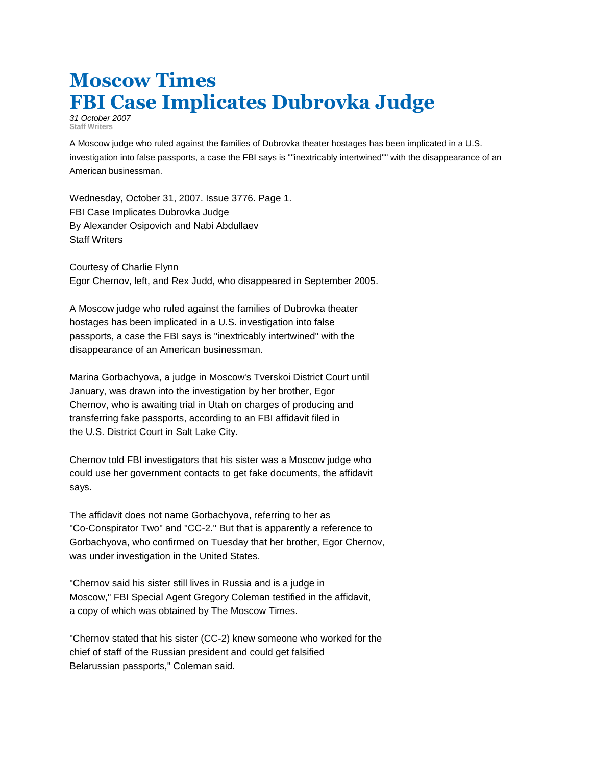# Moscow Times
# FBI Case Implicates Dubrovka Judge

*31 October 2007*
**Staff Writers**

A Moscow judge who ruled against the families of Dubrovka theater hostages has been implicated in a U.S. investigation into false passports, a case the FBI says is ""inextricably intertwined"" with the disappearance of an American businessman.

Wednesday, October 31, 2007. Issue 3776. Page 1.
FBI Case Implicates Dubrovka Judge
By Alexander Osipovich and Nabi Abdullaev
Staff Writers

Courtesy of Charlie Flynn
Egor Chernov, left, and Rex Judd, who disappeared in September 2005.

A Moscow judge who ruled against the families of Dubrovka theater hostages has been implicated in a U.S. investigation into false passports, a case the FBI says is "inextricably intertwined" with the disappearance of an American businessman.

Marina Gorbachyova, a judge in Moscow's Tverskoi District Court until January, was drawn into the investigation by her brother, Egor Chernov, who is awaiting trial in Utah on charges of producing and transferring fake passports, according to an FBI affidavit filed in the U.S. District Court in Salt Lake City.

Chernov told FBI investigators that his sister was a Moscow judge who could use her government contacts to get fake documents, the affidavit says.

The affidavit does not name Gorbachyova, referring to her as "Co-Conspirator Two" and "CC-2." But that is apparently a reference to Gorbachyova, who confirmed on Tuesday that her brother, Egor Chernov, was under investigation in the United States.

"Chernov said his sister still lives in Russia and is a judge in Moscow," FBI Special Agent Gregory Coleman testified in the affidavit, a copy of which was obtained by The Moscow Times.

"Chernov stated that his sister (CC-2) knew someone who worked for the chief of staff of the Russian president and could get falsified Belarussian passports," Coleman said.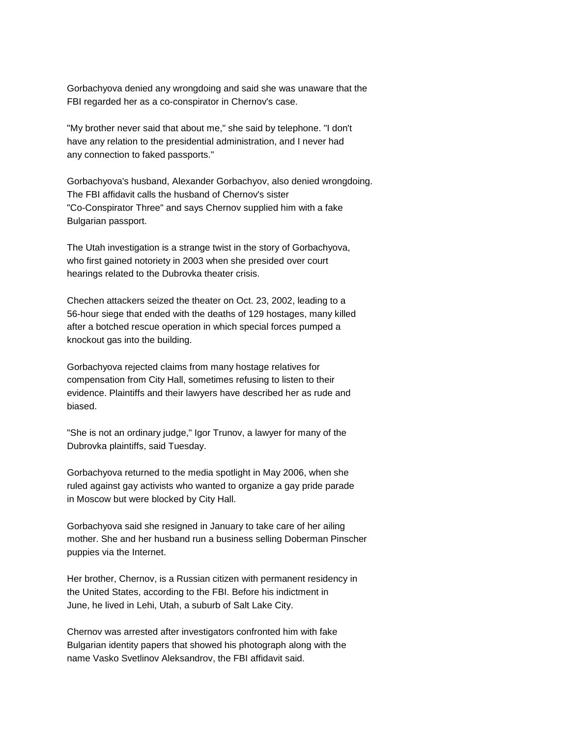Gorbachyova denied any wrongdoing and said she was unaware that the FBI regarded her as a co-conspirator in Chernov's case.

"My brother never said that about me," she said by telephone. "I don't have any relation to the presidential administration, and I never had any connection to faked passports."

Gorbachyova's husband, Alexander Gorbachyov, also denied wrongdoing. The FBI affidavit calls the husband of Chernov's sister "Co-Conspirator Three" and says Chernov supplied him with a fake Bulgarian passport.

The Utah investigation is a strange twist in the story of Gorbachyova, who first gained notoriety in 2003 when she presided over court hearings related to the Dubrovka theater crisis.

Chechen attackers seized the theater on Oct. 23, 2002, leading to a 56-hour siege that ended with the deaths of 129 hostages, many killed after a botched rescue operation in which special forces pumped a knockout gas into the building.

Gorbachyova rejected claims from many hostage relatives for compensation from City Hall, sometimes refusing to listen to their evidence. Plaintiffs and their lawyers have described her as rude and biased.

"She is not an ordinary judge," Igor Trunov, a lawyer for many of the Dubrovka plaintiffs, said Tuesday.

Gorbachyova returned to the media spotlight in May 2006, when she ruled against gay activists who wanted to organize a gay pride parade in Moscow but were blocked by City Hall.

Gorbachyova said she resigned in January to take care of her ailing mother. She and her husband run a business selling Doberman Pinscher puppies via the Internet.

Her brother, Chernov, is a Russian citizen with permanent residency in the United States, according to the FBI. Before his indictment in June, he lived in Lehi, Utah, a suburb of Salt Lake City.

Chernov was arrested after investigators confronted him with fake Bulgarian identity papers that showed his photograph along with the name Vasko Svetlinov Aleksandrov, the FBI affidavit said.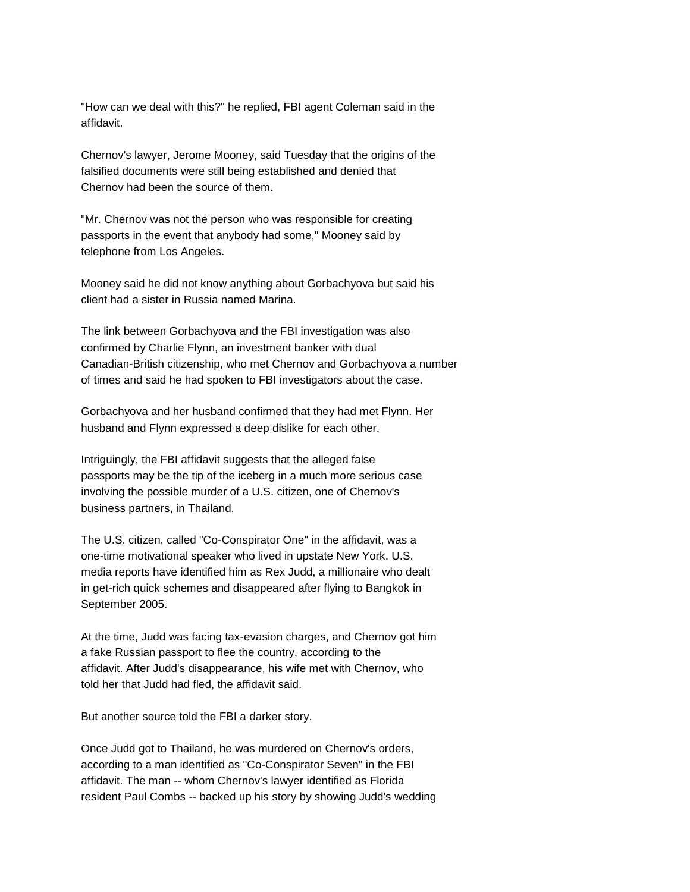"How can we deal with this?" he replied, FBI agent Coleman said in the affidavit.

Chernov's lawyer, Jerome Mooney, said Tuesday that the origins of the falsified documents were still being established and denied that Chernov had been the source of them.

"Mr. Chernov was not the person who was responsible for creating passports in the event that anybody had some," Mooney said by telephone from Los Angeles.

Mooney said he did not know anything about Gorbachyova but said his client had a sister in Russia named Marina.

The link between Gorbachyova and the FBI investigation was also confirmed by Charlie Flynn, an investment banker with dual Canadian-British citizenship, who met Chernov and Gorbachyova a number of times and said he had spoken to FBI investigators about the case.

Gorbachyova and her husband confirmed that they had met Flynn. Her husband and Flynn expressed a deep dislike for each other.

Intriguingly, the FBI affidavit suggests that the alleged false passports may be the tip of the iceberg in a much more serious case involving the possible murder of a U.S. citizen, one of Chernov's business partners, in Thailand.

The U.S. citizen, called "Co-Conspirator One" in the affidavit, was a one-time motivational speaker who lived in upstate New York. U.S. media reports have identified him as Rex Judd, a millionaire who dealt in get-rich quick schemes and disappeared after flying to Bangkok in September 2005.

At the time, Judd was facing tax-evasion charges, and Chernov got him a fake Russian passport to flee the country, according to the affidavit. After Judd's disappearance, his wife met with Chernov, who told her that Judd had fled, the affidavit said.

But another source told the FBI a darker story.

Once Judd got to Thailand, he was murdered on Chernov's orders, according to a man identified as "Co-Conspirator Seven" in the FBI affidavit. The man -- whom Chernov's lawyer identified as Florida resident Paul Combs -- backed up his story by showing Judd's wedding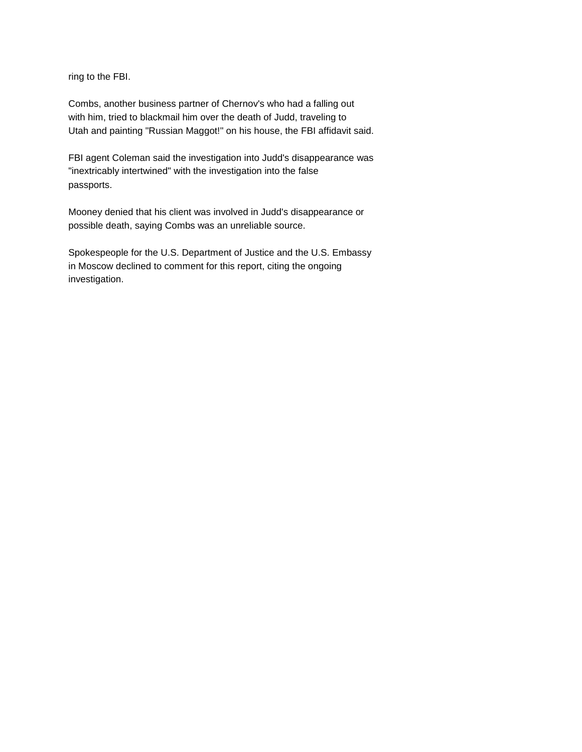ring to the FBI.

Combs, another business partner of Chernov's who had a falling out with him, tried to blackmail him over the death of Judd, traveling to Utah and painting "Russian Maggot!" on his house, the FBI affidavit said.

FBI agent Coleman said the investigation into Judd's disappearance was "inextricably intertwined" with the investigation into the false passports.

Mooney denied that his client was involved in Judd's disappearance or possible death, saying Combs was an unreliable source.

Spokespeople for the U.S. Department of Justice and the U.S. Embassy in Moscow declined to comment for this report, citing the ongoing investigation.